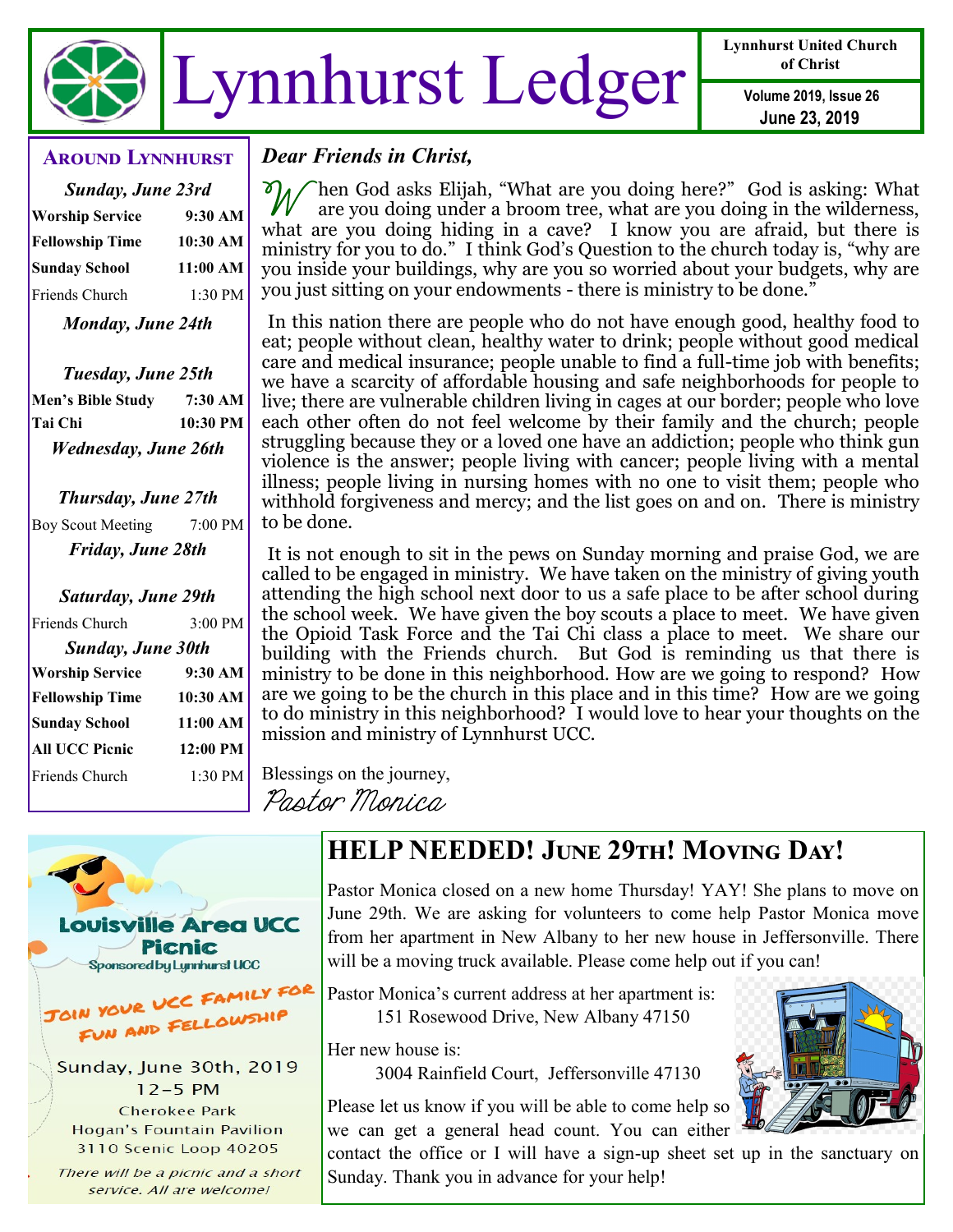# Lynnhurst Ledger

Lynnhurst United Church of Christ

Volume 2019, Issue 26
June 23, 2019

## Around Lynnhurst

**_Sunday, June 23rd_**

| | |
|---|---|
| **Worship Service** | **9:30 AM** |
| **Fellowship Time** | **10:30 AM** |
| **Sunday School** | **11:00 AM** |
| Friends Church | 1:30 PM |

**_Monday, June 24th_**

**_Tuesday, June 25th_**

| | |
|---|---|
| **Men's Bible Study** | **7:30 AM** |
| **Tai Chi** | **10:30 PM** |

**_Wednesday, June 26th_**

**_Thursday, June 27th_**

| | |
|---|---|
| Boy Scout Meeting | 7:00 PM |

**_Friday, June 28th_**

**_Saturday, June 29th_**

| | |
|---|---|
| Friends Church | 3:00 PM |

**_Sunday, June 30th_**

| | |
|---|---|
| **Worship Service** | **9:30 AM** |
| **Fellowship Time** | **10:30 AM** |
| **Sunday School** | **11:00 AM** |
| **All UCC Picnic** | **12:00 PM** |
| Friends Church | 1:30 PM |

**_Dear Friends in Christ,_**

When God asks Elijah, "What are you doing here?" God is asking: What are you doing under a broom tree, what are you doing in the wilderness, what are you doing hiding in a cave? I know you are afraid, but there is ministry for you to do." I think God's Question to the church today is, "why are you inside your buildings, why are you so worried about your budgets, why are you just sitting on your endowments - there is ministry to be done."

In this nation there are people who do not have enough good, healthy food to eat; people without clean, healthy water to drink; people without good medical care and medical insurance; people unable to find a full-time job with benefits; we have a scarcity of affordable housing and safe neighborhoods for people to live; there are vulnerable children living in cages at our border; people who love each other often do not feel welcome by their family and the church; people struggling because they or a loved one have an addiction; people who think gun violence is the answer; people living with cancer; people living with a mental illness; people living in nursing homes with no one to visit them; people who withhold forgiveness and mercy; and the list goes on and on. There is ministry to be done.

It is not enough to sit in the pews on Sunday morning and praise God, we are called to be engaged in ministry. We have taken on the ministry of giving youth attending the high school next door to us a safe place to be after school during the school week. We have given the boy scouts a place to meet. We have given the Opioid Task Force and the Tai Chi class a place to meet. We share our building with the Friends church. But God is reminding us that there is ministry to be done in this neighborhood. How are we going to respond? How are we going to be the church in this place and in this time? How are we going to do ministry in this neighborhood? I would love to hear your thoughts on the mission and ministry of Lynnhurst UCC.

Blessings on the journey,

*Pastor Monica*

## Louisville Area UCC Picnic

Sponsored by Lynnhurst UCC

JOIN YOUR UCC FAMILY FOR FUN AND FELLOWSHIP

Sunday, June 30th, 2019
12-5 PM
Cherokee Park
Hogan's Fountain Pavilion
3110 Scenic Loop 40205

*There will be a picnic and a short service. All are welcome!*

## HELP NEEDED! June 29th! Moving Day!

Pastor Monica closed on a new home Thursday! YAY! She plans to move on June 29th. We are asking for volunteers to come help Pastor Monica move from her apartment in New Albany to her new house in Jeffersonville. There will be a moving truck available. Please come help out if you can!

Pastor Monica's current address at her apartment is:
151 Rosewood Drive, New Albany 47150

Her new house is:
3004 Rainfield Court, Jeffersonville 47130

Please let us know if you will be able to come help so we can get a general head count. You can either contact the office or I will have a sign-up sheet set up in the sanctuary on Sunday. Thank you in advance for your help!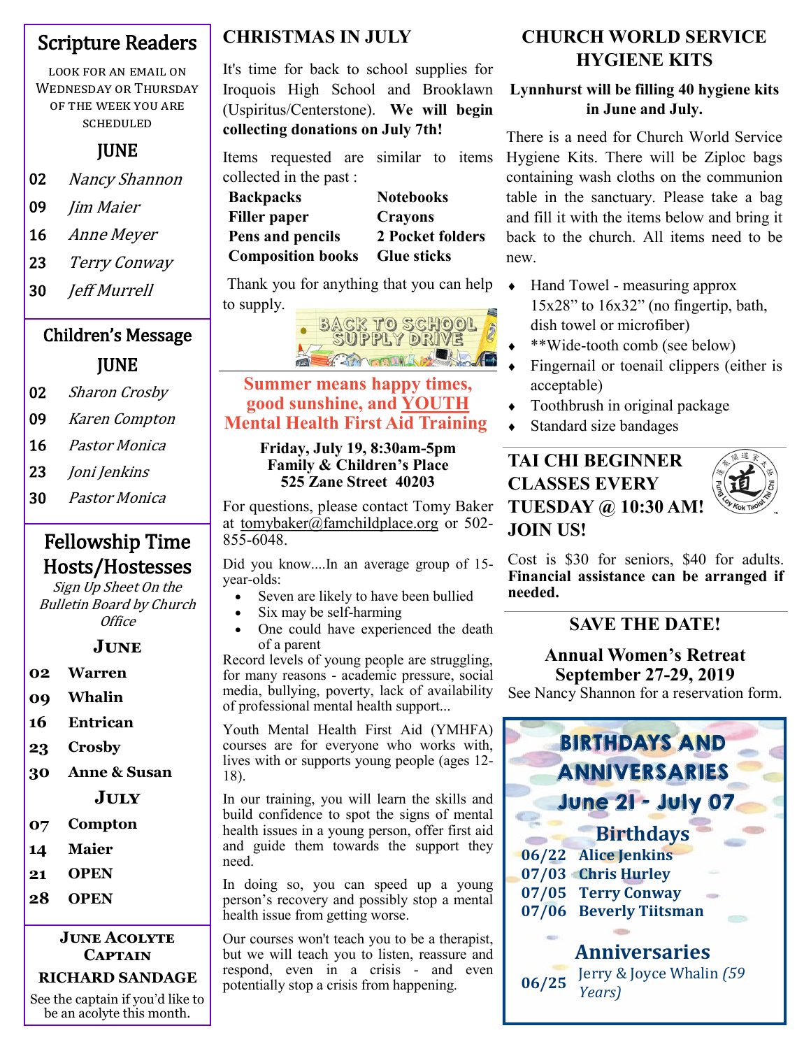## Scripture Readers

LOOK FOR AN EMAIL ON WEDNESDAY OR THURSDAY OF THE WEEK YOU ARE SCHEDULED

### JUNE

| | |
|---|---|
| 02 | *Nancy Shannon* |
| 09 | *Jim Maier* |
| 16 | *Anne Meyer* |
| 23 | *Terry Conway* |
| 30 | *Jeff Murrell* |

## Children's Message

### JUNE

| | |
|---|---|
| 02 | *Sharon Crosby* |
| 09 | *Karen Compton* |
| 16 | *Pastor Monica* |
| 23 | *Joni Jenkins* |
| 30 | *Pastor Monica* |

## Fellowship Time Hosts/Hostesses

*Sign Up Sheet On the Bulletin Board by Church Office*

### JUNE

| | |
|---|---|
| 02 | **Warren** |
| 09 | **Whalin** |
| 16 | **Entrican** |
| 23 | **Crosby** |
| 30 | **Anne & Susan** |

### JULY

| | |
|---|---|
| 07 | **Compton** |
| 14 | **Maier** |
| 21 | **OPEN** |
| 28 | **OPEN** |

### JUNE ACOLYTE CAPTAIN

**RICHARD SANDAGE**

See the captain if you'd like to be an acolyte this month.

## CHRISTMAS IN JULY

It's time for back to school supplies for Iroquois High School and Brooklawn (Uspiritus/Centerstone). **We will begin collecting donations on July 7th!**

Items requested are similar to items collected in the past :

| | |
|---|---|
| **Backpacks** | **Notebooks** |
| **Filler paper** | **Crayons** |
| **Pens and pencils** | **2 Pocket folders** |
| **Composition books** | **Glue sticks** |

Thank you for anything that you can help to supply.

BACK TO SCHOOL SUPPLY DRIVE

## Summer means happy times, good sunshine, and YOUTH Mental Health First Aid Training

**Friday, July 19, 8:30am-5pm**
**Family & Children's Place**
**525 Zane Street 40203**

For questions, please contact Tomy Baker at tomybaker@famchildplace.org or 502-855-6048.

Did you know....In an average group of 15-year-olds:

- Seven are likely to have been bullied
- Six may be self-harming
- One could have experienced the death of a parent

Record levels of young people are struggling, for many reasons - academic pressure, social media, bullying, poverty, lack of availability of professional mental health support...

Youth Mental Health First Aid (YMHFA) courses are for everyone who works with, lives with or supports young people (ages 12-18).

In our training, you will learn the skills and build confidence to spot the signs of mental health issues in a young person, offer first aid and guide them towards the support they need.

In doing so, you can speed up a young person's recovery and possibly stop a mental health issue from getting worse.

Our courses won't teach you to be a therapist, but we will teach you to listen, reassure and respond, even in a crisis - and even potentially stop a crisis from happening.

## CHURCH WORLD SERVICE HYGIENE KITS

**Lynnhurst will be filling 40 hygiene kits in June and July.**

There is a need for Church World Service Hygiene Kits. There will be Ziploc bags containing wash cloths on the communion table in the sanctuary. Please take a bag and fill it with the items below and bring it back to the church. All items need to be new.

- Hand Towel - measuring approx 15x28" to 16x32" (no fingertip, bath, dish towel or microfiber)
- **Wide-tooth comb (see below)
- Fingernail or toenail clippers (either is acceptable)
- Toothbrush in original package
- Standard size bandages

## TAI CHI BEGINNER CLASSES EVERY TUESDAY @ 10:30 AM! JOIN US!

Cost is $30 for seniors, $40 for adults. **Financial assistance can be arranged if needed.**

## SAVE THE DATE!

**Annual Women's Retreat**
**September 27-29, 2019**

See Nancy Shannon for a reservation form.

## BIRTHDAYS AND ANNIVERSARIES
## June 21 - July 07

### Birthdays

| | |
|---|---|
| 06/22 | **Alice Jenkins** |
| 07/03 | **Chris Hurley** |
| 07/05 | **Terry Conway** |
| 07/06 | **Beverly Tiitsman** |

### Anniversaries

| | |
|---|---|
| 06/25 | Jerry & Joyce Whalin *(59 Years)* |